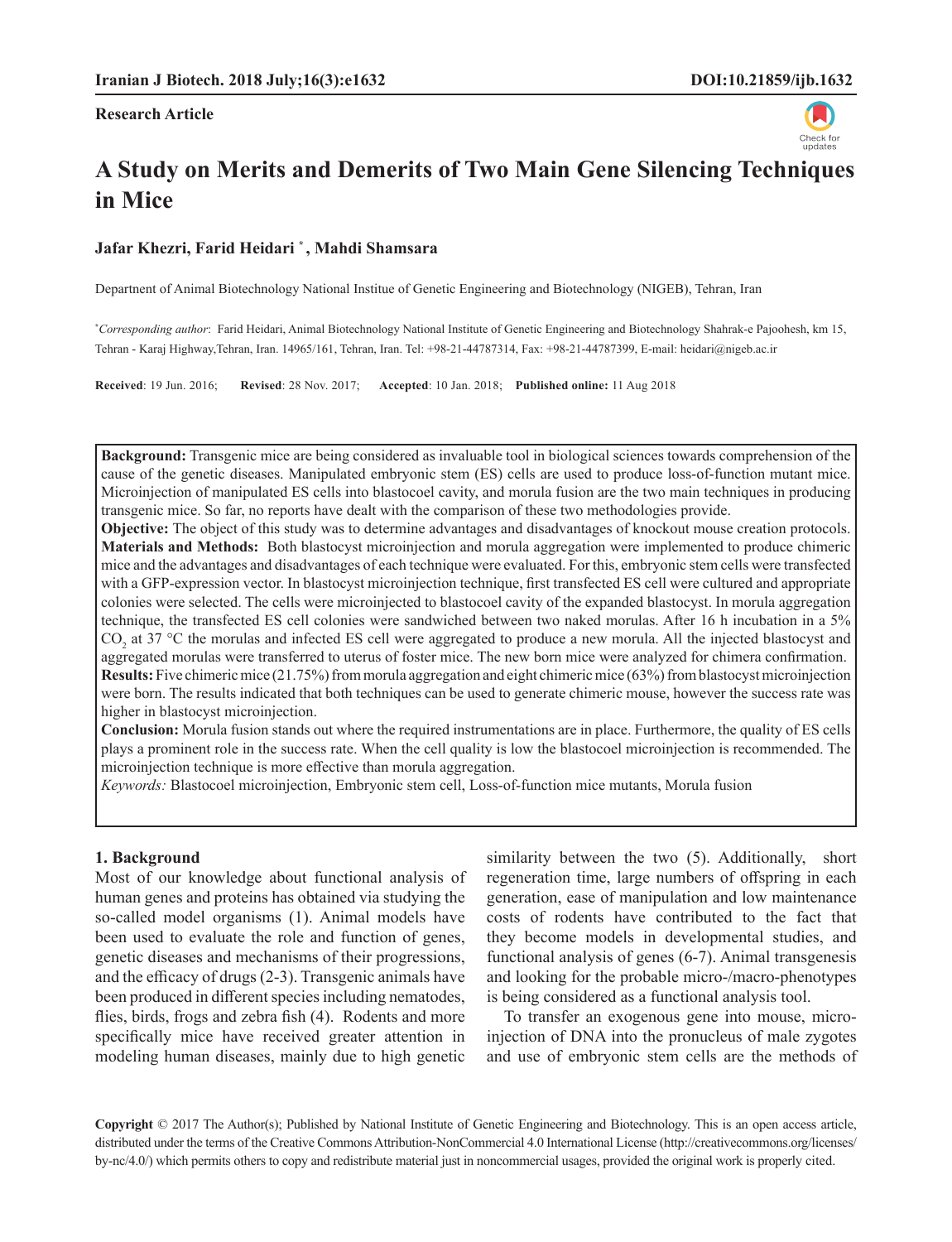**Research Article**

# A Study on Merits and Demerits of Two Main Gene Silencing Techniques in Mice

**Jafar Khezri, Farid Heidari [*], Mahdi Shamsara**

Department of Animal Biotechnology National Institue of Genetic Engineering and Biotechnology (NIGEB), Tehran, Iran

[*]*Corresponding author*: Farid Heidari, Animal Biotechnology National Institute of Genetic Engineering and Biotechnology Shahrak-e Pajoohesh, km 15, Tehran - Karaj Highway,Tehran, Iran. 14965/161, Tehran, Iran. Tel: +98-21-44787314, Fax: +98-21-44787399, E-mail: heidari@nigeb.ac.ir

**Received**: 19 Jun. 2016; **Revised**: 28 Nov. 2017; **Accepted**: 10 Jan. 2018; **Published online:** 11 Aug 2018

**Background:** Transgenic mice are being considered as invaluable tool in biological sciences towards comprehension of the cause of the genetic diseases. Manipulated embryonic stem (ES) cells are used to produce loss-of-function mutant mice. Microinjection of manipulated ES cells into blastocoel cavity, and morula fusion are the two main techniques in producing transgenic mice. So far, no reports have dealt with the comparison of these two methodologies provide.

**Objective:** The object of this study was to determine advantages and disadvantages of knockout mouse creation protocols.

**Materials and Methods:** Both blastocyst microinjection and morula aggregation were implemented to produce chimeric mice and the advantages and disadvantages of each technique were evaluated. For this, embryonic stem cells were transfected with a GFP-expression vector. In blastocyst microinjection technique, first transfected ES cell were cultured and appropriate colonies were selected. The cells were microinjected to blastocoel cavity of the expanded blastocyst. In morula aggregation technique, the transfected ES cell colonies were sandwiched between two naked morulas. After 16 h incubation in a 5% $CO_2$ at 37 °C the morulas and infected ES cell were aggregated to produce a new morula. All the injected blastocyst and aggregated morulas were transferred to uterus of foster mice. The new born mice were analyzed for chimera confirmation.

**Results:** Five chimeric mice (21.75%) from morula aggregation and eight chimeric mice (63%) from blastocyst microinjection were born. The results indicated that both techniques can be used to generate chimeric mouse, however the success rate was higher in blastocyst microinjection.

**Conclusion:** Morula fusion stands out where the required instrumentations are in place. Furthermore, the quality of ES cells plays a prominent role in the success rate. When the cell quality is low the blastocoel microinjection is recommended. The microinjection technique is more effective than morula aggregation.

*Keywords:* Blastocoel microinjection, Embryonic stem cell, Loss-of-function mice mutants, Morula fusion

## 1. Background

Most of our knowledge about functional analysis of human genes and proteins has obtained via studying the so-called model organisms (1). Animal models have been used to evaluate the role and function of genes, genetic diseases and mechanisms of their progressions, and the efficacy of drugs (2-3). Transgenic animals have been produced in different species including nematodes, flies, birds, frogs and zebra fish (4). Rodents and more specifically mice have received greater attention in modeling human diseases, mainly due to high genetic similarity between the two (5). Additionally, short regeneration time, large numbers of offspring in each generation, ease of manipulation and low maintenance costs of rodents have contributed to the fact that they become models in developmental studies, and functional analysis of genes (6-7). Animal transgenesis and looking for the probable micro-/macro-phenotypes is being considered as a functional analysis tool.

To transfer an exogenous gene into mouse, micro-injection of DNA into the pronucleus of male zygotes and use of embryonic stem cells are the methods of

**Copyright** © 2017 The Author(s); Published by National Institute of Genetic Engineering and Biotechnology. This is an open access article, distributed under the terms of the Creative Commons Attribution-NonCommercial 4.0 International License (http://creativecommons.org/licenses/by-nc/4.0/) which permits others to copy and redistribute material just in noncommercial usages, provided the original work is properly cited.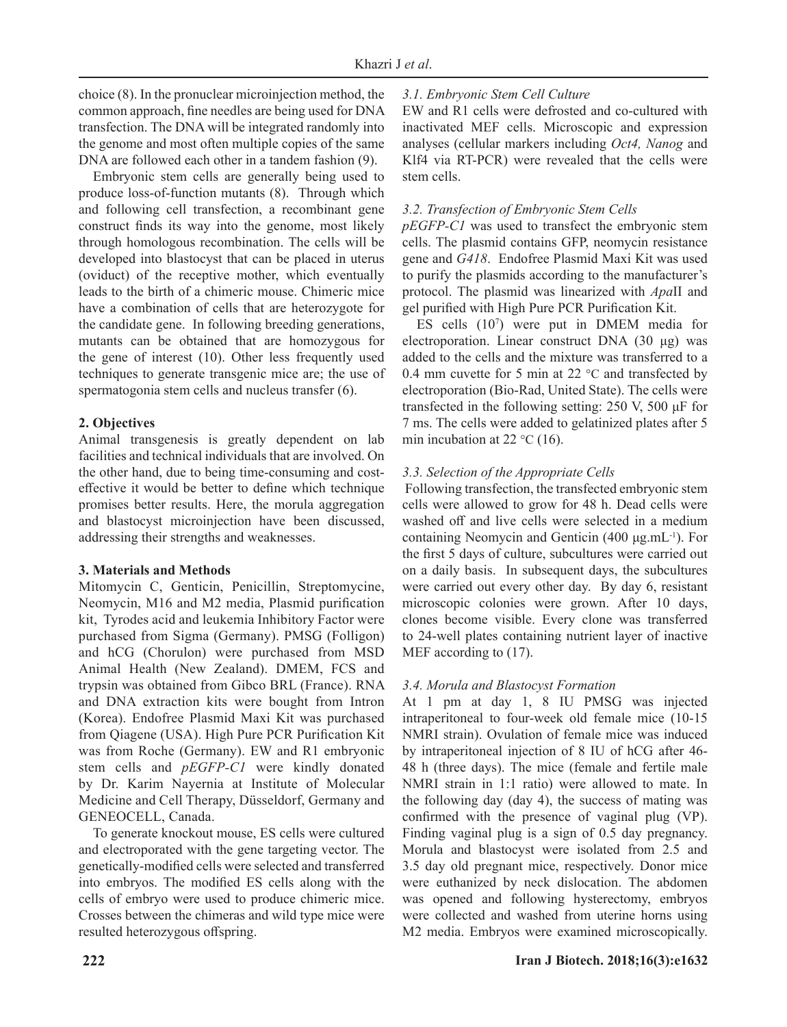choice (8). In the pronuclear microinjection method, the common approach, fine needles are being used for DNA transfection. The DNA will be integrated randomly into the genome and most often multiple copies of the same DNA are followed each other in a tandem fashion (9).

Embryonic stem cells are generally being used to produce loss-of-function mutants (8). Through which and following cell transfection, a recombinant gene construct finds its way into the genome, most likely through homologous recombination. The cells will be developed into blastocyst that can be placed in uterus (oviduct) of the receptive mother, which eventually leads to the birth of a chimeric mouse. Chimeric mice have a combination of cells that are heterozygote for the candidate gene. In following breeding generations, mutants can be obtained that are homozygous for the gene of interest (10). Other less frequently used techniques to generate transgenic mice are; the use of spermatogonia stem cells and nucleus transfer (6).

## 2. Objectives

Animal transgenesis is greatly dependent on lab facilities and technical individuals that are involved. On the other hand, due to being time-consuming and cost-effective it would be better to define which technique promises better results. Here, the morula aggregation and blastocyst microinjection have been discussed, addressing their strengths and weaknesses.

## 3. Materials and Methods

Mitomycin C, Genticin, Penicillin, Streptomycine, Neomycin, M16 and M2 media, Plasmid purification kit, Tyrodes acid and leukemia Inhibitory Factor were purchased from Sigma (Germany). PMSG (Folligon) and hCG (Chorulon) were purchased from MSD Animal Health (New Zealand). DMEM, FCS and trypsin was obtained from Gibco BRL (France). RNA and DNA extraction kits were bought from Intron (Korea). Endofree Plasmid Maxi Kit was purchased from Qiagene (USA). High Pure PCR Purification Kit was from Roche (Germany). EW and R1 embryonic stem cells and *pEGFP-C1* were kindly donated by Dr. Karim Nayernia at Institute of Molecular Medicine and Cell Therapy, Düsseldorf, Germany and GENEOCELL, Canada.

To generate knockout mouse, ES cells were cultured and electroporated with the gene targeting vector. The genetically-modified cells were selected and transferred into embryos. The modified ES cells along with the cells of embryo were used to produce chimeric mice. Crosses between the chimeras and wild type mice were resulted heterozygous offspring.

### *3.1. Embryonic Stem Cell Culture*

EW and R1 cells were defrosted and co-cultured with inactivated MEF cells. Microscopic and expression analyses (cellular markers including *Oct4, Nanog* and Klf4 via RT-PCR) were revealed that the cells were stem cells.

### *3.2. Transfection of Embryonic Stem Cells*

*pEGFP-C1* was used to transfect the embryonic stem cells. The plasmid contains GFP, neomycin resistance gene and *G418*. Endofree Plasmid Maxi Kit was used to purify the plasmids according to the manufacturer's protocol. The plasmid was linearized with *Apa*II and gel purified with High Pure PCR Purification Kit.

ES cells ($10^7$) were put in DMEM media for electroporation. Linear construct DNA (30 μg) was added to the cells and the mixture was transferred to a 0.4 mm cuvette for 5 min at 22 °C and transfected by electroporation (Bio-Rad, United State). The cells were transfected in the following setting: 250 V, 500 μF for 7 ms. The cells were added to gelatinized plates after 5 min incubation at 22 °C (16).

### *3.3. Selection of the Appropriate Cells*

Following transfection, the transfected embryonic stem cells were allowed to grow for 48 h. Dead cells were washed off and live cells were selected in a medium containing Neomycin and Genticin (400 $\mu g.mL^{-1}$). For the first 5 days of culture, subcultures were carried out on a daily basis. In subsequent days, the subcultures were carried out every other day. By day 6, resistant microscopic colonies were grown. After 10 days, clones become visible. Every clone was transferred to 24-well plates containing nutrient layer of inactive MEF according to (17).

### *3.4. Morula and Blastocyst Formation*

At 1 pm at day 1, 8 IU PMSG was injected intraperitoneal to four-week old female mice (10-15 NMRI strain). Ovulation of female mice was induced by intraperitoneal injection of 8 IU of hCG after 46-48 h (three days). The mice (female and fertile male NMRI strain in 1:1 ratio) were allowed to mate. In the following day (day 4), the success of mating was confirmed with the presence of vaginal plug (VP). Finding vaginal plug is a sign of 0.5 day pregnancy. Morula and blastocyst were isolated from 2.5 and 3.5 day old pregnant mice, respectively. Donor mice were euthanized by neck dislocation. The abdomen was opened and following hysterectomy, embryos were collected and washed from uterine horns using M2 media. Embryos were examined microscopically.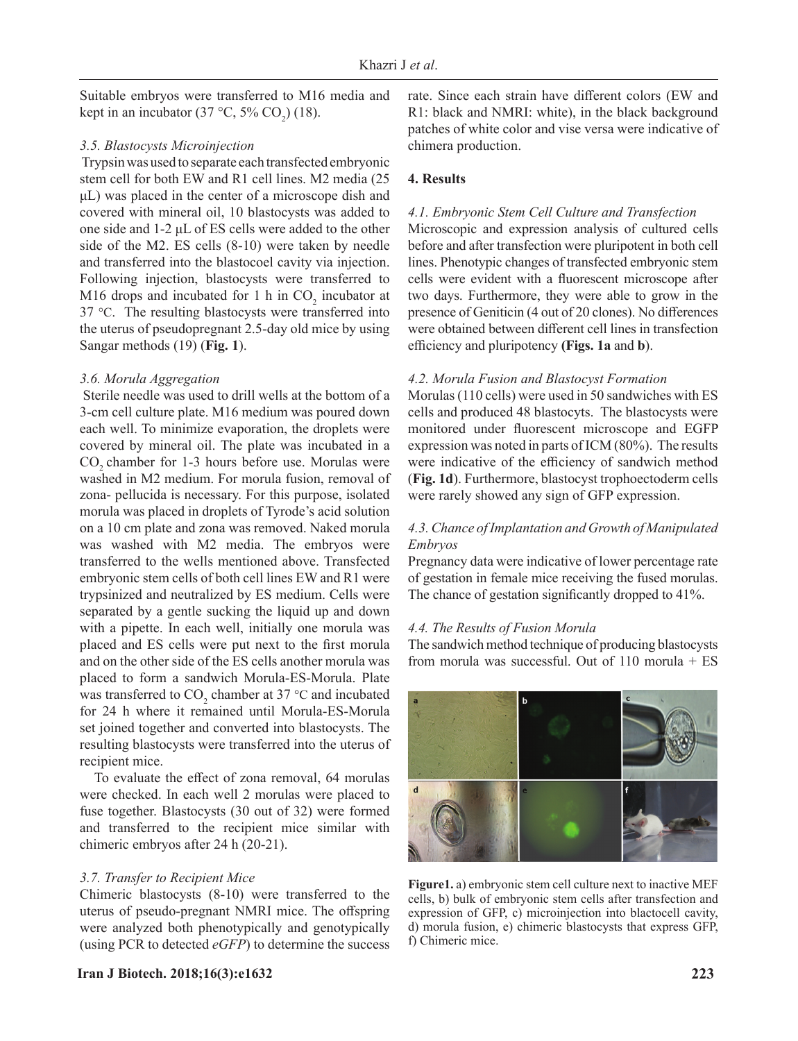Suitable embryos were transferred to M16 media and kept in an incubator (37 °C, 5% $CO_2$) (18).

### 3.5. Blastocysts Microinjection

Trypsin was used to separate each transfected embryonic stem cell for both EW and R1 cell lines. M2 media (25 µL) was placed in the center of a microscope dish and covered with mineral oil, 10 blastocysts was added to one side and 1-2 µL of ES cells were added to the other side of the M2. ES cells (8-10) were taken by needle and transferred into the blastocoel cavity via injection. Following injection, blastocysts were transferred to M16 drops and incubated for 1 h in $CO_2$ incubator at 37 °C. The resulting blastocysts were transferred into the uterus of pseudopregnant 2.5-day old mice by using Sangar methods (19) (**Fig. 1**).

### 3.6. Morula Aggregation

Sterile needle was used to drill wells at the bottom of a 3-cm cell culture plate. M16 medium was poured down each well. To minimize evaporation, the droplets were covered by mineral oil. The plate was incubated in a $CO_2$ chamber for 1-3 hours before use. Morulas were washed in M2 medium. For morula fusion, removal of zona- pellucida is necessary. For this purpose, isolated morula was placed in droplets of Tyrode's acid solution on a 10 cm plate and zona was removed. Naked morula was washed with M2 media. The embryos were transferred to the wells mentioned above. Transfected embryonic stem cells of both cell lines EW and R1 were trypsinized and neutralized by ES medium. Cells were separated by a gentle sucking the liquid up and down with a pipette. In each well, initially one morula was placed and ES cells were put next to the first morula and on the other side of the ES cells another morula was placed to form a sandwich Morula-ES-Morula. Plate was transferred to $CO_2$ chamber at 37 °C and incubated for 24 h where it remained until Morula-ES-Morula set joined together and converted into blastocysts. The resulting blastocysts were transferred into the uterus of recipient mice.

To evaluate the effect of zona removal, 64 morulas were checked. In each well 2 morulas were placed to fuse together. Blastocysts (30 out of 32) were formed and transferred to the recipient mice similar with chimeric embryos after 24 h (20-21).

### 3.7. Transfer to Recipient Mice

Chimeric blastocysts (8-10) were transferred to the uterus of pseudo-pregnant NMRI mice. The offspring were analyzed both phenotypically and genotypically (using PCR to detected *eGFP*) to determine the success rate. Since each strain have different colors (EW and R1: black and NMRI: white), in the black background patches of white color and vise versa were indicative of chimera production.

## 4. Results

### 4.1. Embryonic Stem Cell Culture and Transfection

Microscopic and expression analysis of cultured cells before and after transfection were pluripotent in both cell lines. Phenotypic changes of transfected embryonic stem cells were evident with a fluorescent microscope after two days. Furthermore, they were able to grow in the presence of Geniticin (4 out of 20 clones). No differences were obtained between different cell lines in transfection efficiency and pluripotency **(Figs. 1a** and **b**).

### 4.2. Morula Fusion and Blastocyst Formation

Morulas (110 cells) were used in 50 sandwiches with ES cells and produced 48 blastocyts. The blastocysts were monitored under fluorescent microscope and EGFP expression was noted in parts of ICM (80%). The results were indicative of the efficiency of sandwich method (**Fig. 1d**). Furthermore, blastocyst trophoectoderm cells were rarely showed any sign of GFP expression.

### 4.3. Chance of Implantation and Growth of Manipulated Embryos

Pregnancy data were indicative of lower percentage rate of gestation in female mice receiving the fused morulas. The chance of gestation significantly dropped to 41%.

### 4.4. The Results of Fusion Morula

The sandwich method technique of producing blastocysts from morula was successful. Out of 110 morula + ES

**Figure1.** a) embryonic stem cell culture next to inactive MEF cells, b) bulk of embryonic stem cells after transfection and expression of GFP, c) microinjection into blactocell cavity, d) morula fusion, e) chimeric blastocysts that express GFP, f) Chimeric mice.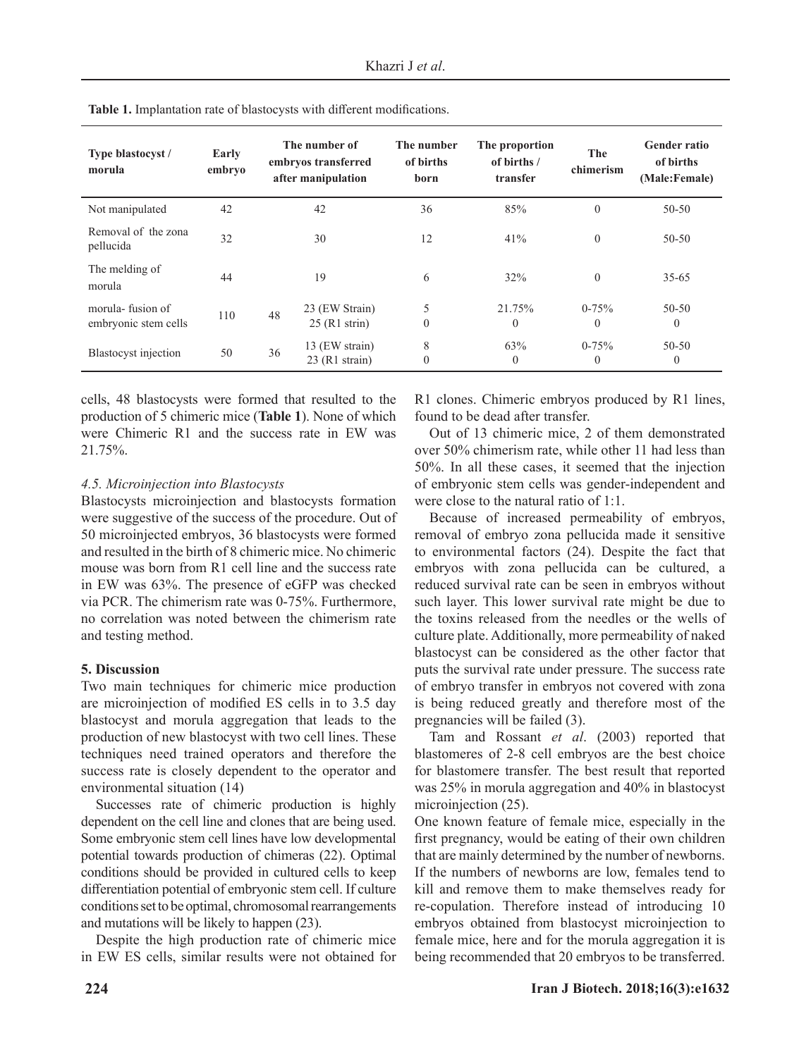**Table 1.** Implantation rate of blastocysts with different modifications.

| Type blastocyst / morula | Early embryo | The number of embryos transferred after manipulation | | The number of births born | The proportion of births / transfer | The chimerism | Gender ratio of births (Male:Female) |
|---|---|---|---|---|---|---|---|
| Not manipulated | 42 | | 42 | 36 | 85% | 0 | 50-50 |
| Removal of the zona pellucida | 32 | | 30 | 12 | 41% | 0 | 50-50 |
| The melding of morula | 44 | | 19 | 6 | 32% | 0 | 35-65 |
| morula- fusion of embryonic stem cells | 110 | 48 | 23 (EW Strain)<br>25 (R1 strin) | 5<br>0 | 21.75%<br>0 | 0-75%<br>0 | 50-50<br>0 |
| Blastocyst injection | 50 | 36 | 13 (EW strain)<br>23 (R1 strain) | 8<br>0 | 63%<br>0 | 0-75%<br>0 | 50-50<br>0 |

cells, 48 blastocysts were formed that resulted to the production of 5 chimeric mice (**Table 1**). None of which were Chimeric R1 and the success rate in EW was 21.75%.

### 4.5. Microinjection into Blastocysts

Blastocysts microinjection and blastocysts formation were suggestive of the success of the procedure. Out of 50 microinjected embryos, 36 blastocysts were formed and resulted in the birth of 8 chimeric mice. No chimeric mouse was born from R1 cell line and the success rate in EW was 63%. The presence of eGFP was checked via PCR. The chimerism rate was 0-75%. Furthermore, no correlation was noted between the chimerism rate and testing method.

## 5. Discussion

Two main techniques for chimeric mice production are microinjection of modified ES cells in to 3.5 day blastocyst and morula aggregation that leads to the production of new blastocyst with two cell lines. These techniques need trained operators and therefore the success rate is closely dependent to the operator and environmental situation (14)

Successes rate of chimeric production is highly dependent on the cell line and clones that are being used. Some embryonic stem cell lines have low developmental potential towards production of chimeras (22). Optimal conditions should be provided in cultured cells to keep differentiation potential of embryonic stem cell. If culture conditions set to be optimal, chromosomal rearrangements and mutations will be likely to happen (23).

Despite the high production rate of chimeric mice in EW ES cells, similar results were not obtained for R1 clones. Chimeric embryos produced by R1 lines, found to be dead after transfer.

Out of 13 chimeric mice, 2 of them demonstrated over 50% chimerism rate, while other 11 had less than 50%. In all these cases, it seemed that the injection of embryonic stem cells was gender-independent and were close to the natural ratio of 1:1.

Because of increased permeability of embryos, removal of embryo zona pellucida made it sensitive to environmental factors (24). Despite the fact that embryos with zona pellucida can be cultured, a reduced survival rate can be seen in embryos without such layer. This lower survival rate might be due to the toxins released from the needles or the wells of culture plate. Additionally, more permeability of naked blastocyst can be considered as the other factor that puts the survival rate under pressure. The success rate of embryo transfer in embryos not covered with zona is being reduced greatly and therefore most of the pregnancies will be failed (3).

Tam and Rossant *et al*. (2003) reported that blastomeres of 2-8 cell embryos are the best choice for blastomere transfer. The best result that reported was 25% in morula aggregation and 40% in blastocyst microinjection (25).

One known feature of female mice, especially in the first pregnancy, would be eating of their own children that are mainly determined by the number of newborns. If the numbers of newborns are low, females tend to kill and remove them to make themselves ready for re-copulation. Therefore instead of introducing 10 embryos obtained from blastocyst microinjection to female mice, here and for the morula aggregation it is being recommended that 20 embryos to be transferred.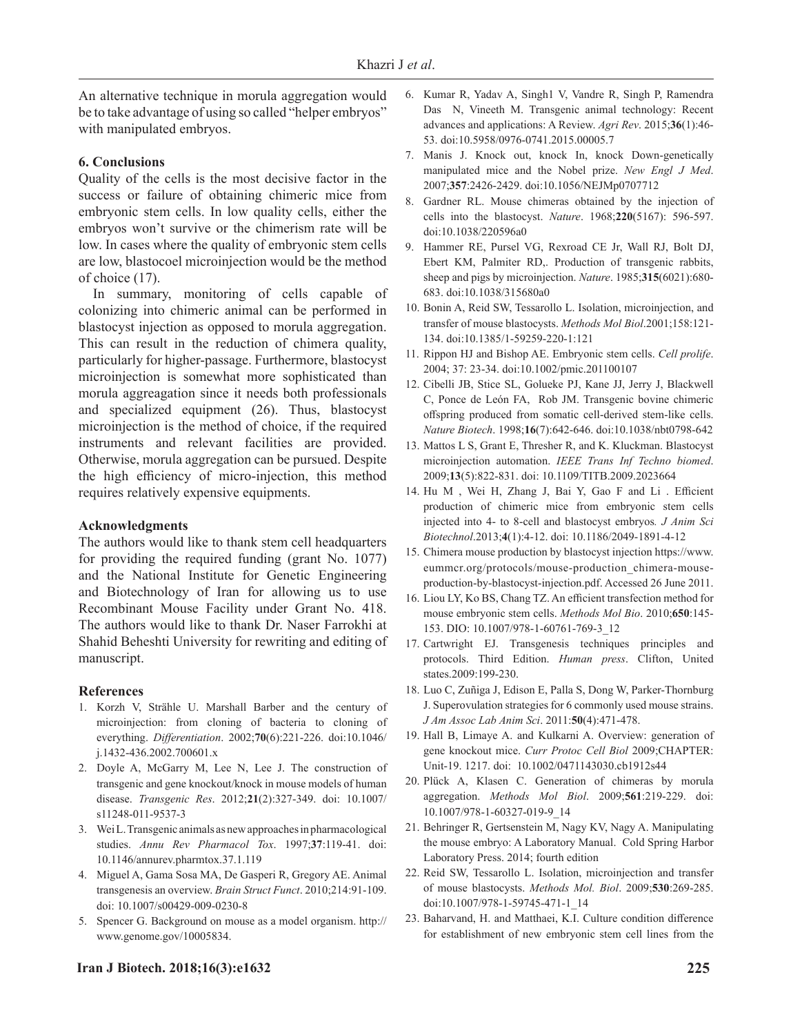An alternative technique in morula aggregation would be to take advantage of using so called "helper embryos" with manipulated embryos.

### 6. Conclusions

Quality of the cells is the most decisive factor in the success or failure of obtaining chimeric mice from embryonic stem cells. In low quality cells, either the embryos won't survive or the chimerism rate will be low. In cases where the quality of embryonic stem cells are low, blastocoel microinjection would be the method of choice (17).

In summary, monitoring of cells capable of colonizing into chimeric animal can be performed in blastocyst injection as opposed to morula aggregation. This can result in the reduction of chimera quality, particularly for higher-passage. Furthermore, blastocyst microinjection is somewhat more sophisticated than morula aggreagation since it needs both professionals and specialized equipment (26). Thus, blastocyst microinjection is the method of choice, if the required instruments and relevant facilities are provided. Otherwise, morula aggregation can be pursued. Despite the high efficiency of micro-injection, this method requires relatively expensive equipments.

### Acknowledgments

The authors would like to thank stem cell headquarters for providing the required funding (grant No. 1077) and the National Institute for Genetic Engineering and Biotechnology of Iran for allowing us to use Recombinant Mouse Facility under Grant No. 418. The authors would like to thank Dr. Naser Farrokhi at Shahid Beheshti University for rewriting and editing of manuscript.

### References

1. Korzh V, Strähle U. Marshall Barber and the century of microinjection: from cloning of bacteria to cloning of everything. *Differentiation*. 2002;**70**(6):221-226. doi:10.1046/j.1432-436.2002.700601.x
2. Doyle A, McGarry M, Lee N, Lee J. The construction of transgenic and gene knockout/knock in mouse models of human disease. *Transgenic Res*. 2012;**21**(2):327-349. doi: 10.1007/s11248-011-9537-3
3. Wei L. Transgenic animals as new approaches in pharmacological studies. *Annu Rev Pharmacol Tox*. 1997;**37**:119-41. doi: 10.1146/annurev.pharmtox.37.1.119
4. Miguel A, Gama Sosa MA, De Gasperi R, Gregory AE. Animal transgenesis an overview. *Brain Struct Funct*. 2010;214:91-109. doi: 10.1007/s00429-009-0230-8
5. Spencer G. Background on mouse as a model organism. http://www.genome.gov/10005834.
6. Kumar R, Yadav A, Singh1 V, Vandre R, Singh P, Ramendra Das N, Vineeth M. Transgenic animal technology: Recent advances and applications: A Review. *Agri Rev*. 2015;**36**(1):46-53. doi:10.5958/0976-0741.2015.00005.7
7. Manis J. Knock out, knock In, knock Down-genetically manipulated mice and the Nobel prize. *New Engl J Med*. 2007;**357**:2426-2429. doi:10.1056/NEJMp0707712
8. Gardner RL. Mouse chimeras obtained by the injection of cells into the blastocyst. *Nature*. 1968;**220**(5167): 596-597. doi:10.1038/220596a0
9. Hammer RE, Pursel VG, Rexroad CE Jr, Wall RJ, Bolt DJ, Ebert KM, Palmiter RD,. Production of transgenic rabbits, sheep and pigs by microinjection. *Nature*. 1985;**315**(6021):680-683. doi:10.1038/315680a0
10. Bonin A, Reid SW, Tessarollo L. Isolation, microinjection, and transfer of mouse blastocysts. *Methods Mol Biol*.2001;158:121-134. doi:10.1385/1-59259-220-1:121
11. Rippon HJ and Bishop AE. Embryonic stem cells. *Cell prolife*. 2004; 37: 23-34. doi:10.1002/pmic.201100107
12. Cibelli JB, Stice SL, Golueke PJ, Kane JJ, Jerry J, Blackwell C, Ponce de León FA, Rob JM. Transgenic bovine chimeric offspring produced from somatic cell-derived stem-like cells. *Nature Biotech*. 1998;**16**(7):642-646. doi:10.1038/nbt0798-642
13. Mattos L S, Grant E, Thresher R, and K. Kluckman. Blastocyst microinjection automation. *IEEE Trans Inf Techno biomed*. 2009;**13**(5):822-831. doi: 10.1109/TITB.2009.2023664
14. Hu M , Wei H, Zhang J, Bai Y, Gao F and Li . Efficient production of chimeric mice from embryonic stem cells injected into 4- to 8-cell and blastocyst embryos*. J Anim Sci Biotechnol*.2013;**4**(1):4-12. doi: 10.1186/2049-1891-4-12
15. Chimera mouse production by blastocyst injection https://www.eummcr.org/protocols/mouse-production_chimera-mouse-production-by-blastocyst-injection.pdf. Accessed 26 June 2011.
16. Liou LY, Ko BS, Chang TZ. An efficient transfection method for mouse embryonic stem cells. *Methods Mol Bio*. 2010;**650**:145-153. DIO: 10.1007/978-1-60761-769-3_12
17. Cartwright EJ. Transgenesis techniques principles and protocols. Third Edition. *Human press*. Clifton, United states.2009:199-230.
18. Luo C, Zuñiga J, Edison E, Palla S, Dong W, Parker-Thornburg J. Superovulation strategies for 6 commonly used mouse strains. *J Am Assoc Lab Anim Sci*. 2011:**50**(4):471-478.
19. Hall B, Limaye A. and Kulkarni A. Overview: generation of gene knockout mice. *Curr Protoc Cell Biol* 2009;CHAPTER: Unit-19. 1217. doi: 10.1002/0471143030.cb1912s44
20. Plück A, Klasen C. Generation of chimeras by morula aggregation. *Methods Mol Biol*. 2009;**561**:219-229. doi: 10.1007/978-1-60327-019-9_14
21. Behringer R, Gertsenstein M, Nagy KV, Nagy A. Manipulating the mouse embryo: A Laboratory Manual. Cold Spring Harbor Laboratory Press. 2014; fourth edition
22. Reid SW, Tessarollo L. Isolation, microinjection and transfer of mouse blastocysts. *Methods Mol. Biol*. 2009;**530**:269-285. doi:10.1007/978-1-59745-471-1_14
23. Baharvand, H. and Matthaei, K.I. Culture condition difference for establishment of new embryonic stem cell lines from the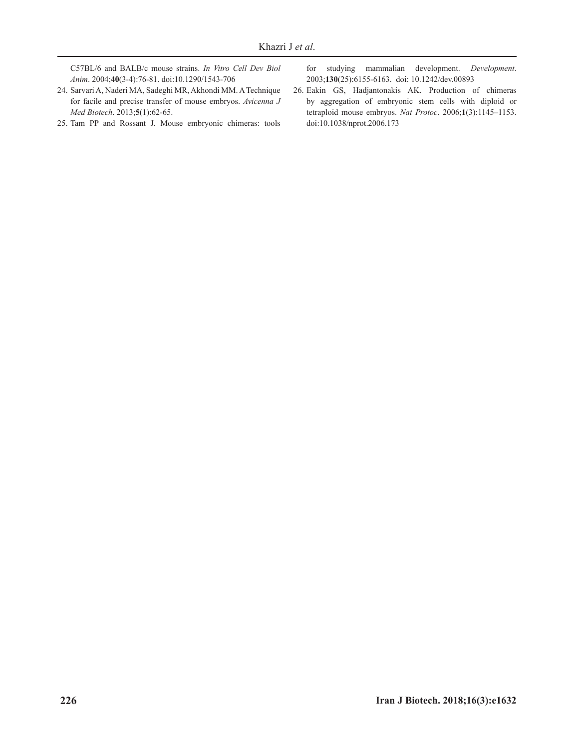C57BL/6 and BALB/c mouse strains. *In Vitro Cell Dev Biol Anim*. 2004;**40**(3-4):76-81. doi:10.1290/1543-706

24. Sarvari A, Naderi MA, Sadeghi MR, Akhondi MM. A Technique for facile and precise transfer of mouse embryos. *Avicenna J Med Biotech*. 2013;**5**(1):62-65.
25. Tam PP and Rossant J. Mouse embryonic chimeras: tools for studying mammalian development. *Development*. 2003;**130**(25):6155-6163. doi: 10.1242/dev.00893
26. Eakin GS, Hadjantonakis AK. Production of chimeras by aggregation of embryonic stem cells with diploid or tetraploid mouse embryos. *Nat Protoc*. 2006;**1**(3):1145–1153. doi:10.1038/nprot.2006.173